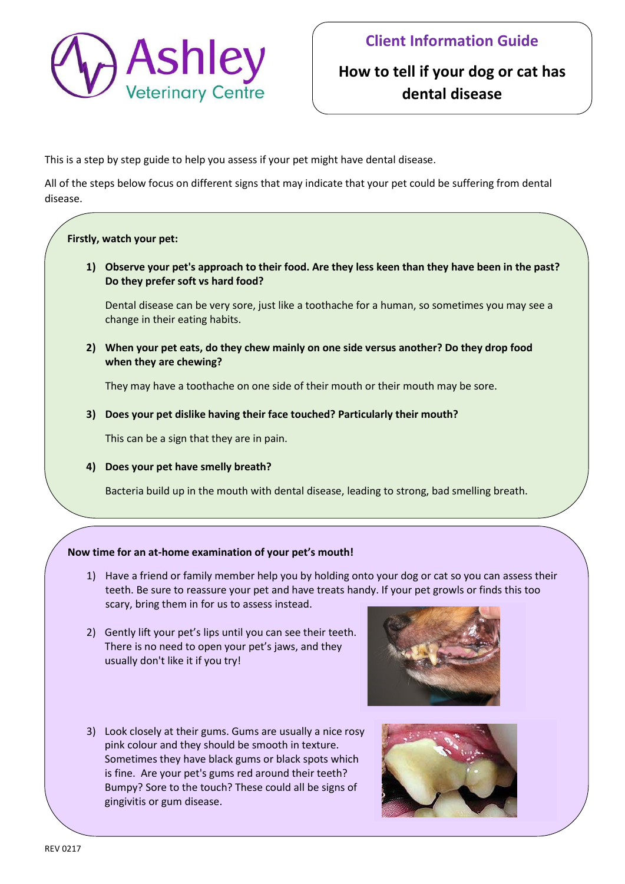Ashley Veterinary Centre

## Client Information Guide

# How to tell if your dog or cat has dental disease

This is a step by step guide to help you assess if your pet might have dental disease.

All of the steps below focus on different signs that may indicate that your pet could be suffering from dental disease.

**Firstly, watch your pet:**

1) **Observe your pet's approach to their food. Are they less keen than they have been in the past? Do they prefer soft vs hard food?**

   Dental disease can be very sore, just like a toothache for a human, so sometimes you may see a change in their eating habits.

2) **When your pet eats, do they chew mainly on one side versus another? Do they drop food when they are chewing?**

   They may have a toothache on one side of their mouth or their mouth may be sore.

3) **Does your pet dislike having their face touched? Particularly their mouth?**

   This can be a sign that they are in pain.

4) **Does your pet have smelly breath?**

   Bacteria build up in the mouth with dental disease, leading to strong, bad smelling breath.

**Now time for an at-home examination of your pet's mouth!**

1) Have a friend or family member help you by holding onto your dog or cat so you can assess their teeth. Be sure to reassure your pet and have treats handy. If your pet growls or finds this too scary, bring them in for us to assess instead.
2) Gently lift your pet's lips until you can see their teeth. There is no need to open your pet's jaws, and they usually don't like it if you try!
3) Look closely at their gums. Gums are usually a nice rosy pink colour and they should be smooth in texture. Sometimes they have black gums or black spots which is fine. Are your pet's gums red around their teeth? Bumpy? Sore to the touch? These could all be signs of gingivitis or gum disease.

REV 0217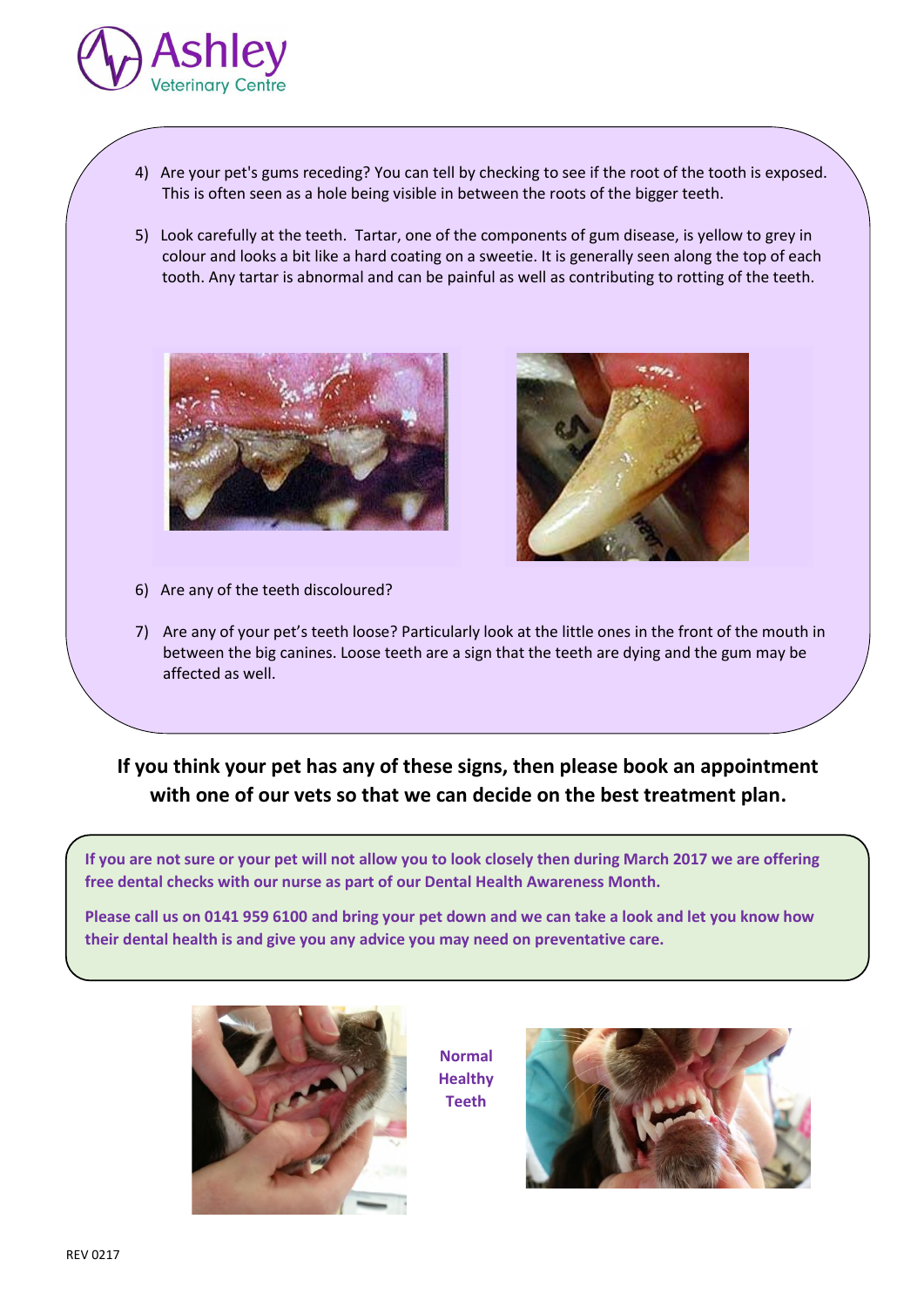4) Are your pet's gums receding? You can tell by checking to see if the root of the tooth is exposed. This is often seen as a hole being visible in between the roots of the bigger teeth.

5) Look carefully at the teeth. Tartar, one of the components of gum disease, is yellow to grey in colour and looks a bit like a hard coating on a sweetie. It is generally seen along the top of each tooth. Any tartar is abnormal and can be painful as well as contributing to rotting of the teeth.

6) Are any of the teeth discoloured?

7) Are any of your pet's teeth loose? Particularly look at the little ones in the front of the mouth in between the big canines. Loose teeth are a sign that the teeth are dying and the gum may be affected as well.

**If you think your pet has any of these signs, then please book an appointment with one of our vets so that we can decide on the best treatment plan.**

**If you are not sure or your pet will not allow you to look closely then during March 2017 we are offering free dental checks with our nurse as part of our Dental Health Awareness Month.**

**Please call us on 0141 959 6100 and bring your pet down and we can take a look and let you know how their dental health is and give you any advice you may need on preventative care.**

**Normal Healthy Teeth**

REV 0217